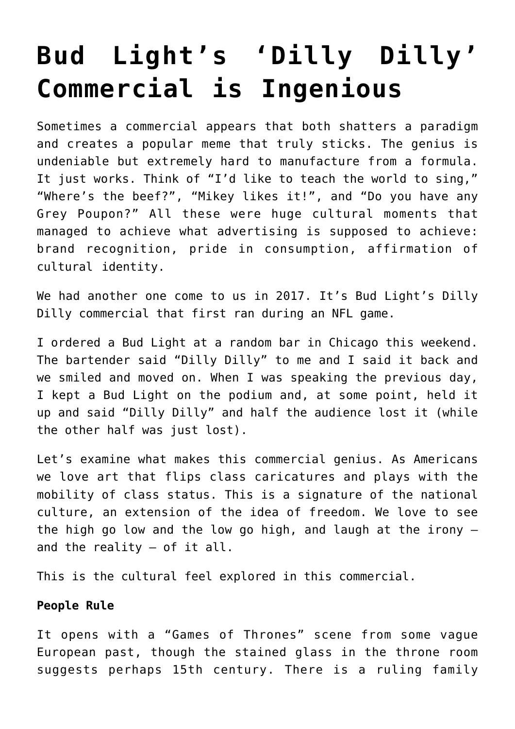# Bud Light's 'Dilly Dilly' Commercial is Ingenious

Sometimes a commercial appears that both shatters a paradigm and creates a popular meme that truly sticks. The genius is undeniable but extremely hard to manufacture from a formula. It just works. Think of "I'd like to teach the world to sing," "Where's the beef?", "Mikey likes it!", and "Do you have any Grey Poupon?" All these were huge cultural moments that managed to achieve what advertising is supposed to achieve: brand recognition, pride in consumption, affirmation of cultural identity.

We had another one come to us in 2017. It's Bud Light's Dilly Dilly commercial that first ran during an NFL game.

I ordered a Bud Light at a random bar in Chicago this weekend. The bartender said "Dilly Dilly" to me and I said it back and we smiled and moved on. When I was speaking the previous day, I kept a Bud Light on the podium and, at some point, held it up and said "Dilly Dilly" and half the audience lost it (while the other half was just lost).

Let's examine what makes this commercial genius. As Americans we love art that flips class caricatures and plays with the mobility of class status. This is a signature of the national culture, an extension of the idea of freedom. We love to see the high go low and the low go high, and laugh at the irony – and the reality – of it all.

This is the cultural feel explored in this commercial.

**People Rule**

It opens with a "Games of Thrones" scene from some vague European past, though the stained glass in the throne room suggests perhaps 15th century. There is a ruling family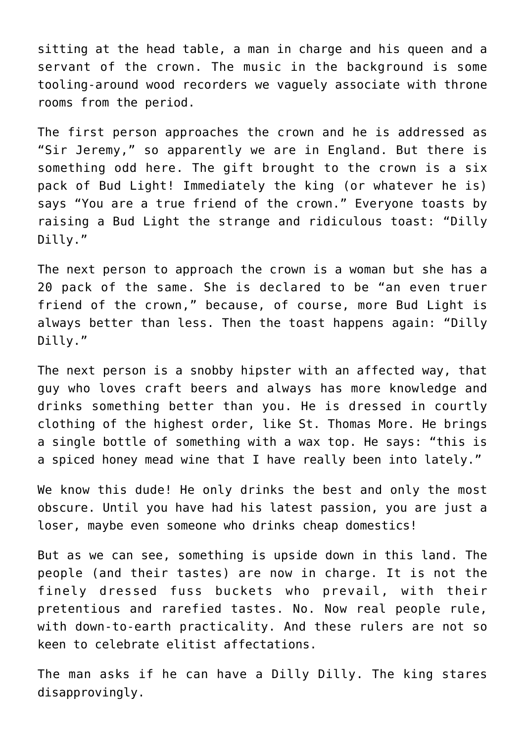sitting at the head table, a man in charge and his queen and a servant of the crown. The music in the background is some tooling-around wood recorders we vaguely associate with throne rooms from the period.

The first person approaches the crown and he is addressed as "Sir Jeremy," so apparently we are in England. But there is something odd here. The gift brought to the crown is a six pack of Bud Light! Immediately the king (or whatever he is) says "You are a true friend of the crown." Everyone toasts by raising a Bud Light the strange and ridiculous toast: "Dilly Dilly."

The next person to approach the crown is a woman but she has a 20 pack of the same. She is declared to be "an even truer friend of the crown," because, of course, more Bud Light is always better than less. Then the toast happens again: "Dilly Dilly."

The next person is a snobby hipster with an affected way, that guy who loves craft beers and always has more knowledge and drinks something better than you. He is dressed in courtly clothing of the highest order, like St. Thomas More. He brings a single bottle of something with a wax top. He says: "this is a spiced honey mead wine that I have really been into lately."

We know this dude! He only drinks the best and only the most obscure. Until you have had his latest passion, you are just a loser, maybe even someone who drinks cheap domestics!

But as we can see, something is upside down in this land. The people (and their tastes) are now in charge. It is not the finely dressed fuss buckets who prevail, with their pretentious and rarefied tastes. No. Now real people rule, with down-to-earth practicality. And these rulers are not so keen to celebrate elitist affectations.

The man asks if he can have a Dilly Dilly. The king stares disapprovingly.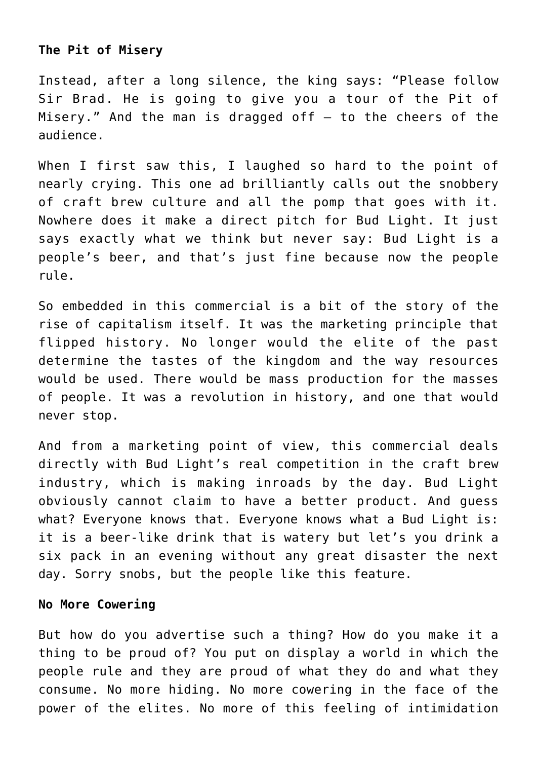**The Pit of Misery**

Instead, after a long silence, the king says: “Please follow Sir Brad. He is going to give you a tour of the Pit of Misery.” And the man is dragged off – to the cheers of the audience.

When I first saw this, I laughed so hard to the point of nearly crying. This one ad brilliantly calls out the snobbery of craft brew culture and all the pomp that goes with it. Nowhere does it make a direct pitch for Bud Light. It just says exactly what we think but never say: Bud Light is a people’s beer, and that’s just fine because now the people rule.

So embedded in this commercial is a bit of the story of the rise of capitalism itself. It was the marketing principle that flipped history. No longer would the elite of the past determine the tastes of the kingdom and the way resources would be used. There would be mass production for the masses of people. It was a revolution in history, and one that would never stop.

And from a marketing point of view, this commercial deals directly with Bud Light’s real competition in the craft brew industry, which is making inroads by the day. Bud Light obviously cannot claim to have a better product. And guess what? Everyone knows that. Everyone knows what a Bud Light is: it is a beer-like drink that is watery but let’s you drink a six pack in an evening without any great disaster the next day. Sorry snobs, but the people like this feature.

**No More Cowering**

But how do you advertise such a thing? How do you make it a thing to be proud of? You put on display a world in which the people rule and they are proud of what they do and what they consume. No more hiding. No more cowering in the face of the power of the elites. No more of this feeling of intimidation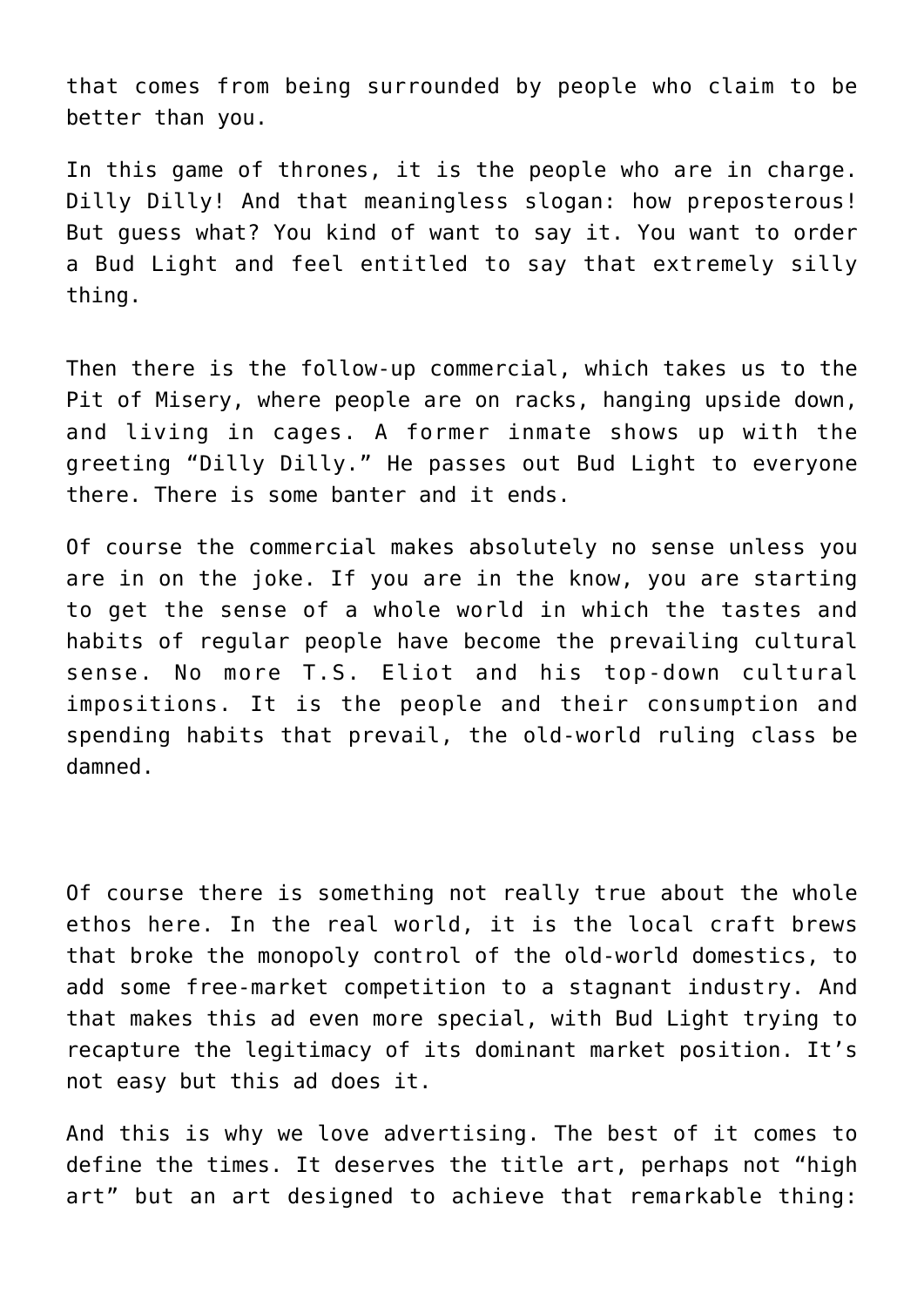that comes from being surrounded by people who claim to be better than you.

In this game of thrones, it is the people who are in charge. Dilly Dilly! And that meaningless slogan: how preposterous! But guess what? You kind of want to say it. You want to order a Bud Light and feel entitled to say that extremely silly thing.

Then there is the follow-up commercial, which takes us to the Pit of Misery, where people are on racks, hanging upside down, and living in cages. A former inmate shows up with the greeting "Dilly Dilly." He passes out Bud Light to everyone there. There is some banter and it ends.

Of course the commercial makes absolutely no sense unless you are in on the joke. If you are in the know, you are starting to get the sense of a whole world in which the tastes and habits of regular people have become the prevailing cultural sense. No more T.S. Eliot and his top-down cultural impositions. It is the people and their consumption and spending habits that prevail, the old-world ruling class be damned.

Of course there is something not really true about the whole ethos here. In the real world, it is the local craft brews that broke the monopoly control of the old-world domestics, to add some free-market competition to a stagnant industry. And that makes this ad even more special, with Bud Light trying to recapture the legitimacy of its dominant market position. It's not easy but this ad does it.

And this is why we love advertising. The best of it comes to define the times. It deserves the title art, perhaps not "high art" but an art designed to achieve that remarkable thing: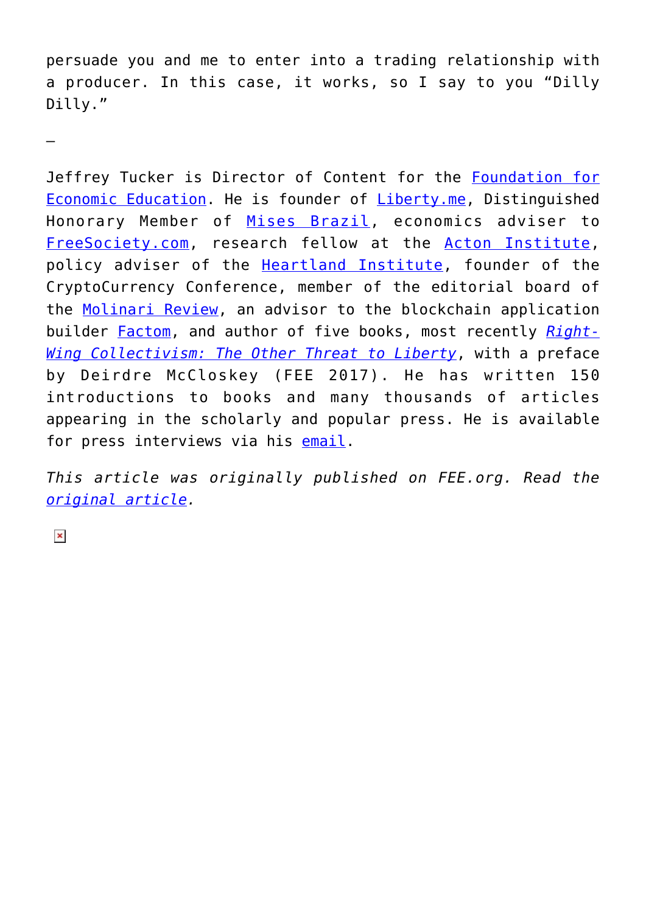persuade you and me to enter into a trading relationship with a producer. In this case, it works, so I say to you "Dilly Dilly."

—

Jeffrey Tucker is Director of Content for the Foundation for Economic Education. He is founder of Liberty.me, Distinguished Honorary Member of Mises Brazil, economics adviser to FreeSociety.com, research fellow at the Acton Institute, policy adviser of the Heartland Institute, founder of the CryptoCurrency Conference, member of the editorial board of the Molinari Review, an advisor to the blockchain application builder Factom, and author of five books, most recently *Right-Wing Collectivism: The Other Threat to Liberty*, with a preface by Deirdre McCloskey (FEE 2017). He has written 150 introductions to books and many thousands of articles appearing in the scholarly and popular press. He is available for press interviews via his email.

*This article was originally published on FEE.org. Read the original article.*